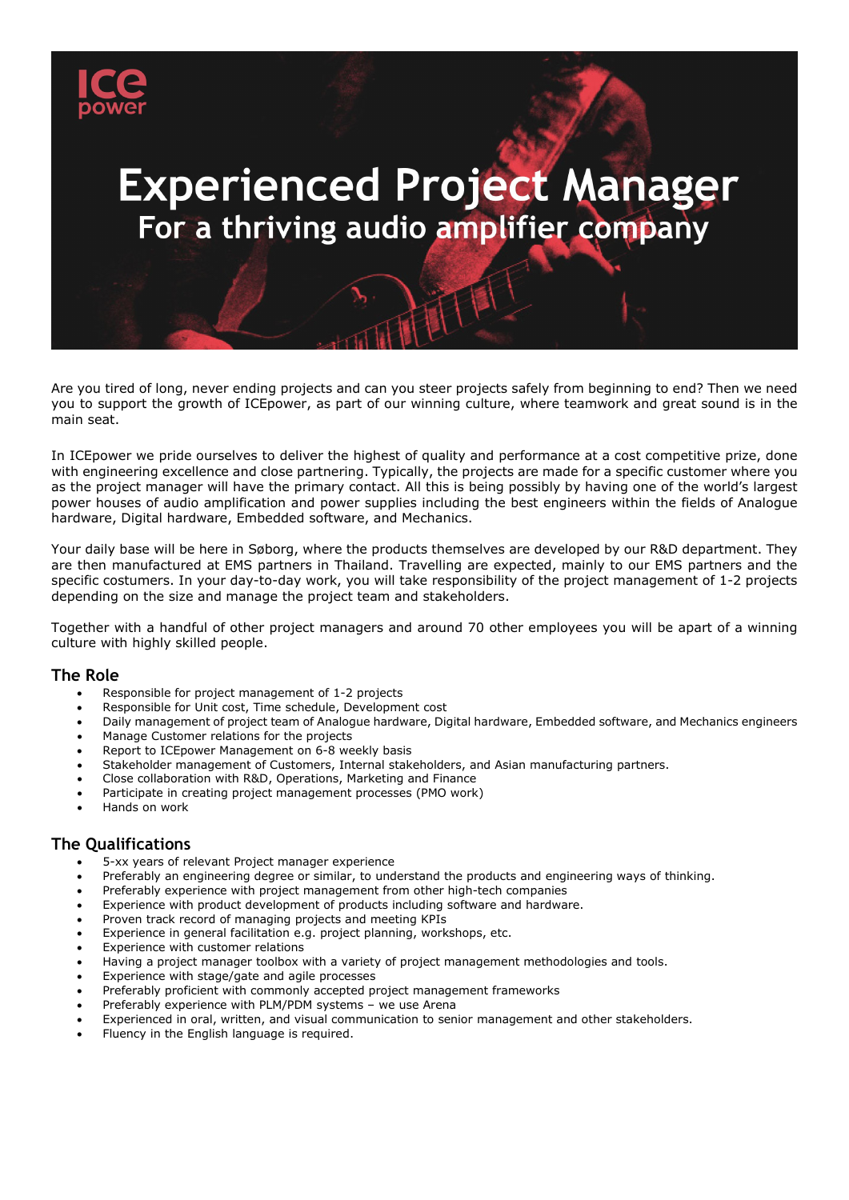ICE power

# Experienced Project Manager

## For a thriving audio amplifier company

Are you tired of long, never ending projects and can you steer projects safely from beginning to end? Then we need you to support the growth of ICEpower, as part of our winning culture, where teamwork and great sound is in the main seat.

In ICEpower we pride ourselves to deliver the highest of quality and performance at a cost competitive prize, done with engineering excellence and close partnering. Typically, the projects are made for a specific customer where you as the project manager will have the primary contact. All this is being possibly by having one of the world's largest power houses of audio amplification and power supplies including the best engineers within the fields of Analogue hardware, Digital hardware, Embedded software, and Mechanics.

Your daily base will be here in Søborg, where the products themselves are developed by our R&D department. They are then manufactured at EMS partners in Thailand. Travelling are expected, mainly to our EMS partners and the specific costumers. In your day-to-day work, you will take responsibility of the project management of 1-2 projects depending on the size and manage the project team and stakeholders.

Together with a handful of other project managers and around 70 other employees you will be apart of a winning culture with highly skilled people.

### The Role

- Responsible for project management of 1-2 projects
- Responsible for Unit cost, Time schedule, Development cost
- Daily management of project team of Analogue hardware, Digital hardware, Embedded software, and Mechanics engineers
- Manage Customer relations for the projects
- Report to ICEpower Management on 6-8 weekly basis
- Stakeholder management of Customers, Internal stakeholders, and Asian manufacturing partners.
- Close collaboration with R&D, Operations, Marketing and Finance
- Participate in creating project management processes (PMO work)
- Hands on work

### The Qualifications

- 5-xx years of relevant Project manager experience
- Preferably an engineering degree or similar, to understand the products and engineering ways of thinking.
- Preferably experience with project management from other high-tech companies
- Experience with product development of products including software and hardware.
- Proven track record of managing projects and meeting KPIs
- Experience in general facilitation e.g. project planning, workshops, etc.
- Experience with customer relations
- Having a project manager toolbox with a variety of project management methodologies and tools.
- Experience with stage/gate and agile processes
- Preferably proficient with commonly accepted project management frameworks
- Preferably experience with PLM/PDM systems – we use Arena
- Experienced in oral, written, and visual communication to senior management and other stakeholders.
- Fluency in the English language is required.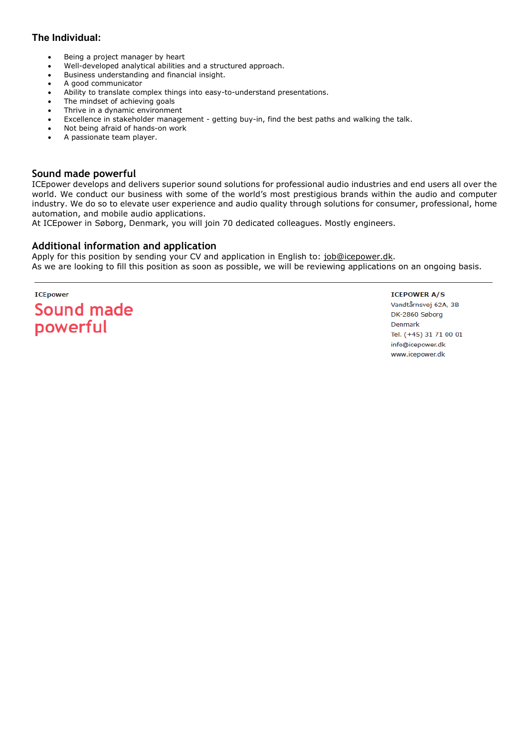### The Individual:

- Being a project manager by heart
- Well-developed analytical abilities and a structured approach.
- Business understanding and financial insight.
- A good communicator
- Ability to translate complex things into easy-to-understand presentations.
- The mindset of achieving goals
- Thrive in a dynamic environment
- Excellence in stakeholder management - getting buy-in, find the best paths and walking the talk.
- Not being afraid of hands-on work
- A passionate team player.

### Sound made powerful

ICEpower develops and delivers superior sound solutions for professional audio industries and end users all over the world. We conduct our business with some of the world's most prestigious brands within the audio and computer industry. We do so to elevate user experience and audio quality through solutions for consumer, professional, home automation, and mobile audio applications.
At ICEpower in Søborg, Denmark, you will join 70 dedicated colleagues. Mostly engineers.

### Additional information and application

Apply for this position by sending your CV and application in English to: job@icepower.dk.
As we are looking to fill this position as soon as possible, we will be reviewing applications on an ongoing basis.

---

ICEpower

Sound made powerful

**ICEPOWER A/S**
Vandtårnsvej 62A, 3B
DK-2860 Søborg
Denmark
Tel. (+45) 31 71 00 01
info@icepower.dk
www.icepower.dk